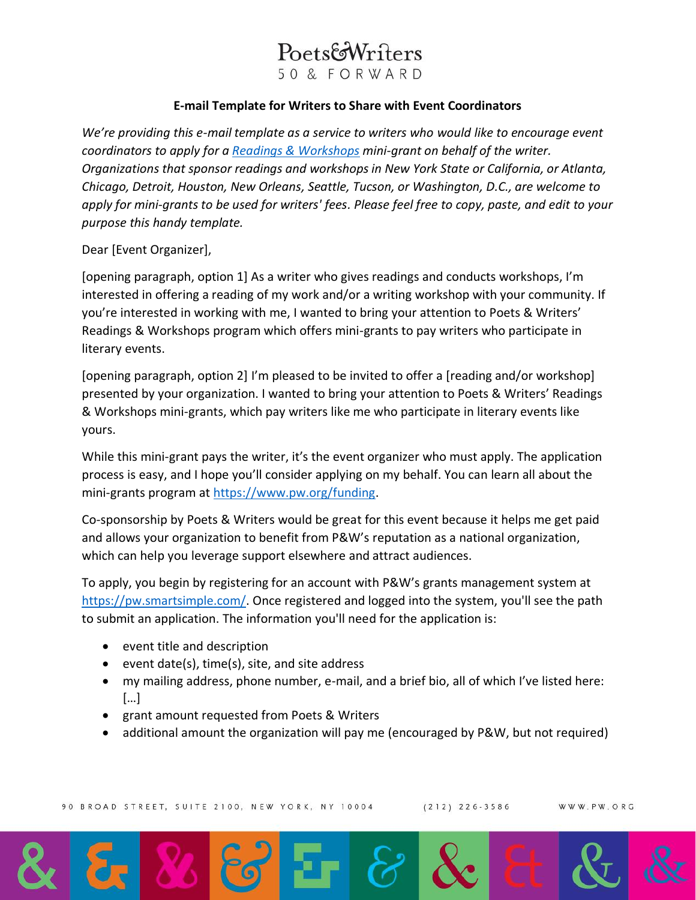# E-mail Template for Writers to Share with Event Coordinators

*We're providing this e-mail template as a service to writers who would like to encourage event coordinators to apply for a [Readings & Workshops](https://www.pw.org/funding) mini-grant on behalf of the writer. Organizations that sponsor readings and workshops in New York State or California, or Atlanta, Chicago, Detroit, Houston, New Orleans, Seattle, Tucson, or Washington, D.C., are welcome to apply for mini-grants to be used for writers' fees. Please feel free to copy, paste, and edit to your purpose this handy template.*

Dear [Event Organizer],

[opening paragraph, option 1] As a writer who gives readings and conducts workshops, I'm interested in offering a reading of my work and/or a writing workshop with your community. If you're interested in working with me, I wanted to bring your attention to Poets & Writers' Readings & Workshops program which offers mini-grants to pay writers who participate in literary events.

[opening paragraph, option 2] I'm pleased to be invited to offer a [reading and/or workshop] presented by your organization. I wanted to bring your attention to Poets & Writers' Readings & Workshops mini-grants, which pay writers like me who participate in literary events like yours.

While this mini-grant pays the writer, it's the event organizer who must apply. The application process is easy, and I hope you'll consider applying on my behalf. You can learn all about the mini-grants program at https://www.pw.org/funding.

Co-sponsorship by Poets & Writers would be great for this event because it helps me get paid and allows your organization to benefit from P&W's reputation as a national organization, which can help you leverage support elsewhere and attract audiences.

To apply, you begin by registering for an account with P&W's grants management system at https://pw.smartsimple.com/. Once registered and logged into the system, you'll see the path to submit an application. The information you'll need for the application is:

- event title and description
- event date(s), time(s), site, and site address
- my mailing address, phone number, e-mail, and a brief bio, all of which I've listed here: […]
- grant amount requested from Poets & Writers
- additional amount the organization will pay me (encouraged by P&W, but not required)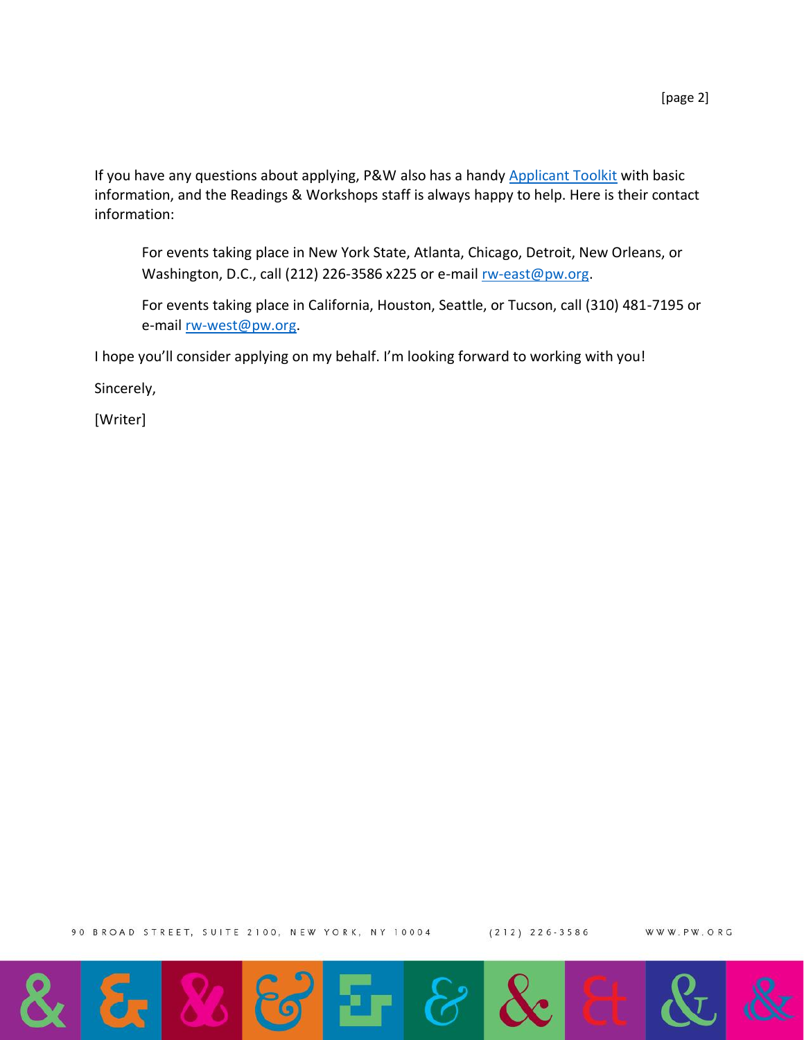If you have any questions about applying, P&W also has a handy Applicant Toolkit with basic information, and the Readings & Workshops staff is always happy to help. Here is their contact information:

> For events taking place in New York State, Atlanta, Chicago, Detroit, New Orleans, or Washington, D.C., call (212) 226-3586 x225 or e-mail rw-east@pw.org.
>
> For events taking place in California, Houston, Seattle, or Tucson, call (310) 481-7195 or e-mail rw-west@pw.org.

I hope you'll consider applying on my behalf. I'm looking forward to working with you!

Sincerely,

[Writer]